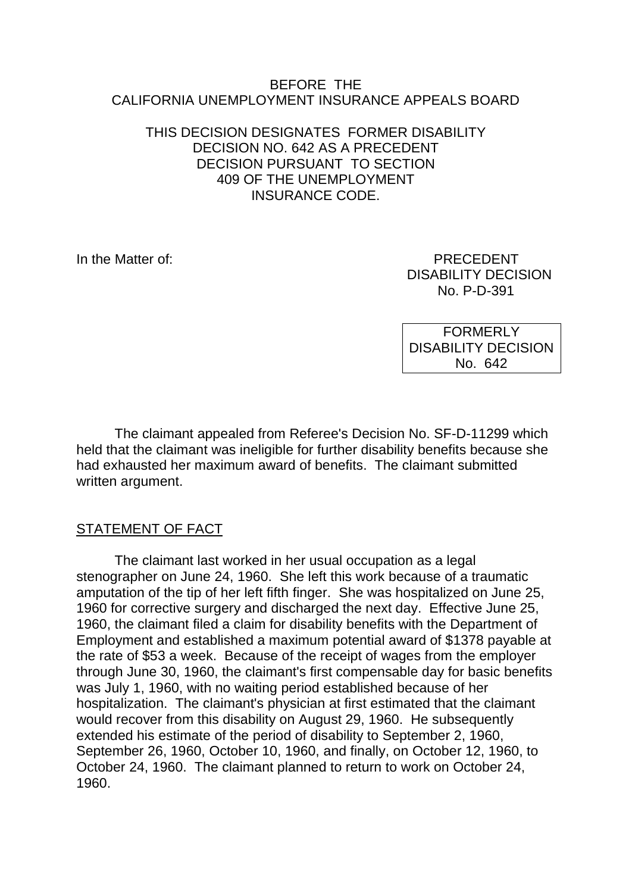BEFORE THE
CALIFORNIA UNEMPLOYMENT INSURANCE APPEALS BOARD

THIS DECISION DESIGNATES FORMER DISABILITY DECISION NO. 642 AS A PRECEDENT DECISION PURSUANT TO SECTION 409 OF THE UNEMPLOYMENT INSURANCE CODE.

In the Matter of:

PRECEDENT
DISABILITY DECISION
No. P-D-391

FORMERLY
DISABILITY DECISION
No. 642

The claimant appealed from Referee's Decision No. SF-D-11299 which held that the claimant was ineligible for further disability benefits because she had exhausted her maximum award of benefits. The claimant submitted written argument.

## STATEMENT OF FACT

The claimant last worked in her usual occupation as a legal stenographer on June 24, 1960. She left this work because of a traumatic amputation of the tip of her left fifth finger. She was hospitalized on June 25, 1960 for corrective surgery and discharged the next day. Effective June 25, 1960, the claimant filed a claim for disability benefits with the Department of Employment and established a maximum potential award of $1378 payable at the rate of $53 a week. Because of the receipt of wages from the employer through June 30, 1960, the claimant's first compensable day for basic benefits was July 1, 1960, with no waiting period established because of her hospitalization. The claimant's physician at first estimated that the claimant would recover from this disability on August 29, 1960. He subsequently extended his estimate of the period of disability to September 2, 1960, September 26, 1960, October 10, 1960, and finally, on October 12, 1960, to October 24, 1960. The claimant planned to return to work on October 24, 1960.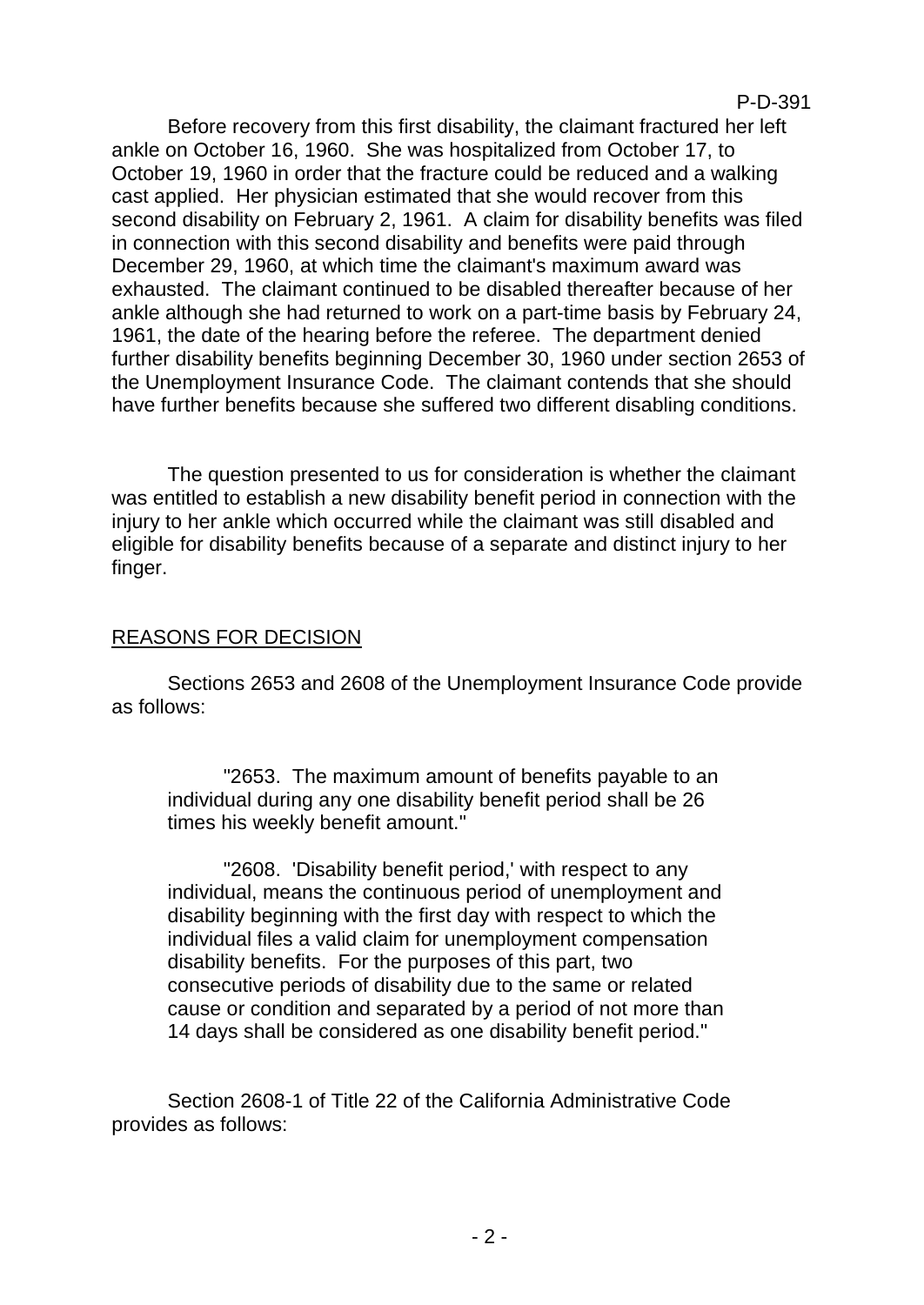Before recovery from this first disability, the claimant fractured her left ankle on October 16, 1960. She was hospitalized from October 17, to October 19, 1960 in order that the fracture could be reduced and a walking cast applied. Her physician estimated that she would recover from this second disability on February 2, 1961. A claim for disability benefits was filed in connection with this second disability and benefits were paid through December 29, 1960, at which time the claimant's maximum award was exhausted. The claimant continued to be disabled thereafter because of her ankle although she had returned to work on a part-time basis by February 24, 1961, the date of the hearing before the referee. The department denied further disability benefits beginning December 30, 1960 under section 2653 of the Unemployment Insurance Code. The claimant contends that she should have further benefits because she suffered two different disabling conditions.

The question presented to us for consideration is whether the claimant was entitled to establish a new disability benefit period in connection with the injury to her ankle which occurred while the claimant was still disabled and eligible for disability benefits because of a separate and distinct injury to her finger.

## REASONS FOR DECISION

Sections 2653 and 2608 of the Unemployment Insurance Code provide as follows:

> "2653. The maximum amount of benefits payable to an individual during any one disability benefit period shall be 26 times his weekly benefit amount."
>
> "2608. 'Disability benefit period,' with respect to any individual, means the continuous period of unemployment and disability beginning with the first day with respect to which the individual files a valid claim for unemployment compensation disability benefits. For the purposes of this part, two consecutive periods of disability due to the same or related cause or condition and separated by a period of not more than 14 days shall be considered as one disability benefit period."

Section 2608-1 of Title 22 of the California Administrative Code provides as follows: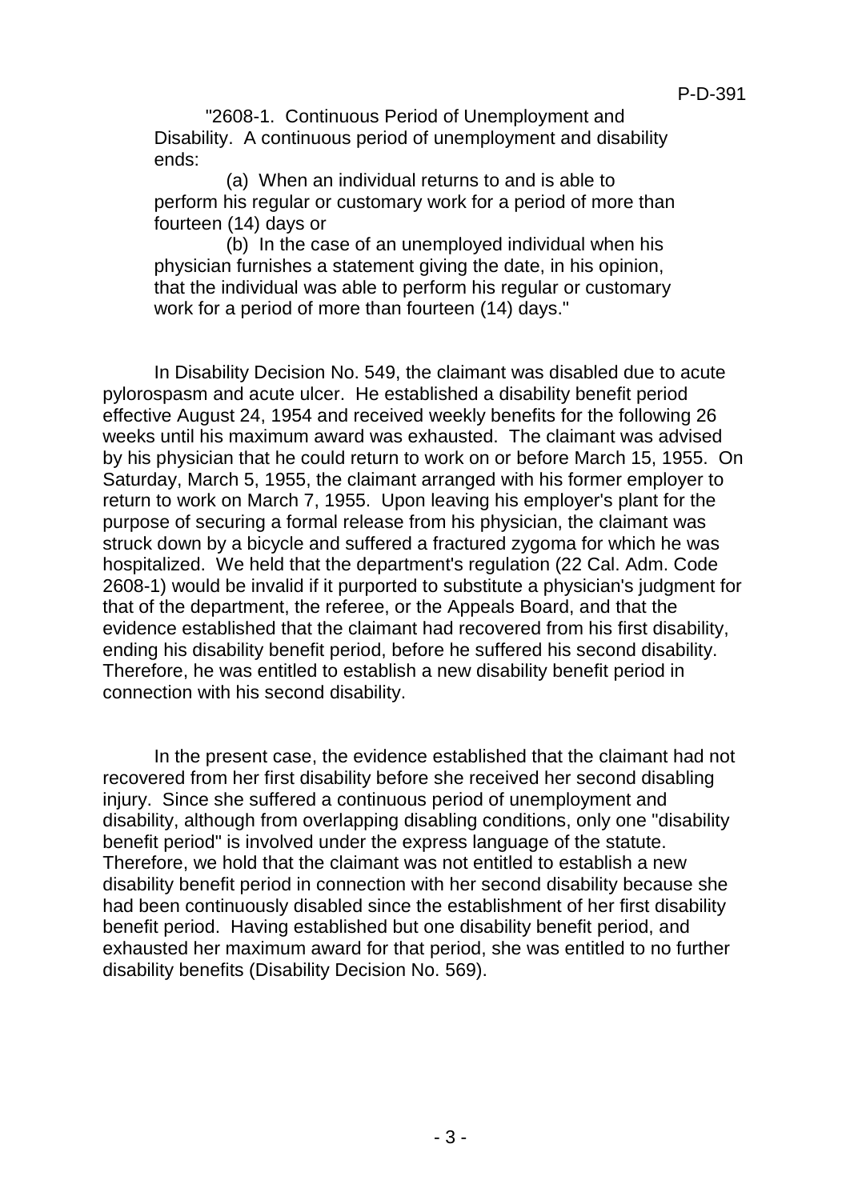"2608-1. Continuous Period of Unemployment and Disability. A continuous period of unemployment and disability ends:

(a) When an individual returns to and is able to perform his regular or customary work for a period of more than fourteen (14) days or

(b) In the case of an unemployed individual when his physician furnishes a statement giving the date, in his opinion, that the individual was able to perform his regular or customary work for a period of more than fourteen (14) days."

In Disability Decision No. 549, the claimant was disabled due to acute pylorospasm and acute ulcer. He established a disability benefit period effective August 24, 1954 and received weekly benefits for the following 26 weeks until his maximum award was exhausted. The claimant was advised by his physician that he could return to work on or before March 15, 1955. On Saturday, March 5, 1955, the claimant arranged with his former employer to return to work on March 7, 1955. Upon leaving his employer's plant for the purpose of securing a formal release from his physician, the claimant was struck down by a bicycle and suffered a fractured zygoma for which he was hospitalized. We held that the department's regulation (22 Cal. Adm. Code 2608-1) would be invalid if it purported to substitute a physician's judgment for that of the department, the referee, or the Appeals Board, and that the evidence established that the claimant had recovered from his first disability, ending his disability benefit period, before he suffered his second disability. Therefore, he was entitled to establish a new disability benefit period in connection with his second disability.

In the present case, the evidence established that the claimant had not recovered from her first disability before she received her second disabling injury. Since she suffered a continuous period of unemployment and disability, although from overlapping disabling conditions, only one "disability benefit period" is involved under the express language of the statute. Therefore, we hold that the claimant was not entitled to establish a new disability benefit period in connection with her second disability because she had been continuously disabled since the establishment of her first disability benefit period. Having established but one disability benefit period, and exhausted her maximum award for that period, she was entitled to no further disability benefits (Disability Decision No. 569).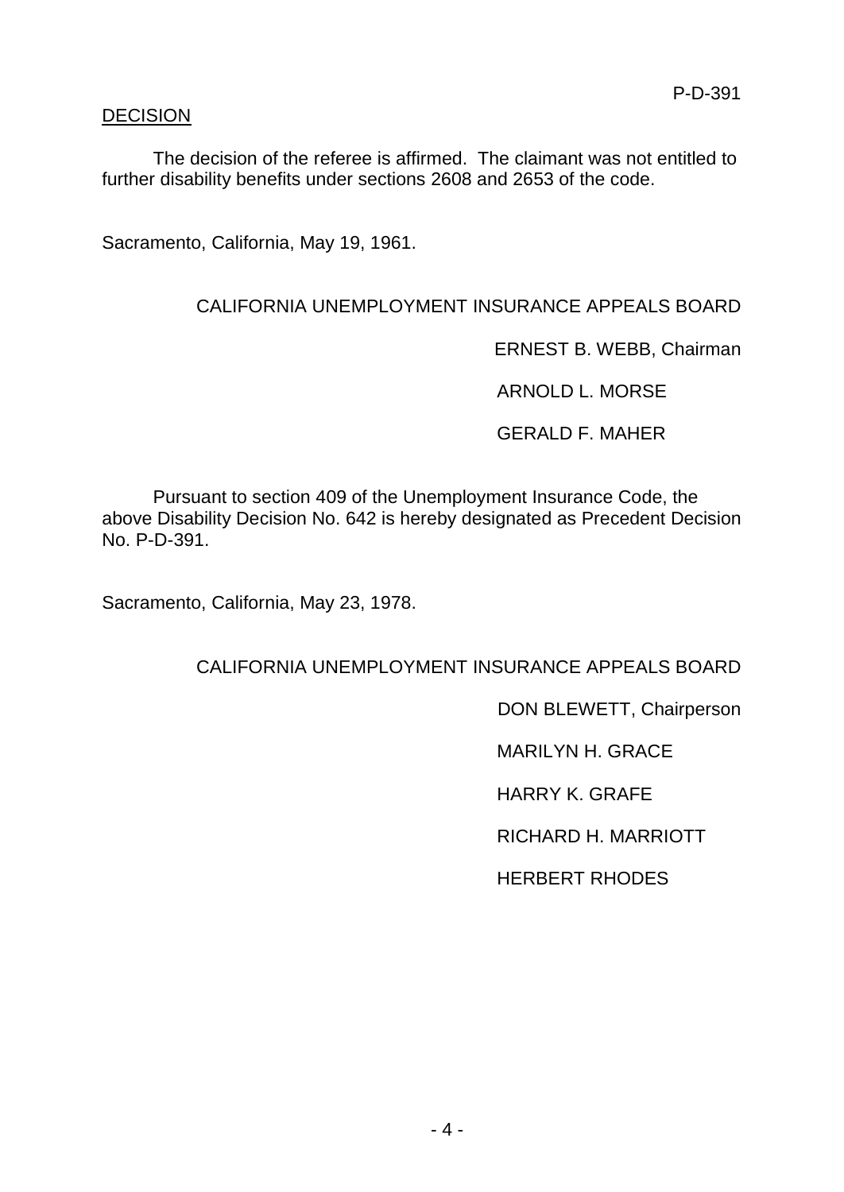## DECISION

The decision of the referee is affirmed. The claimant was not entitled to further disability benefits under sections 2608 and 2653 of the code.

Sacramento, California, May 19, 1961.

CALIFORNIA UNEMPLOYMENT INSURANCE APPEALS BOARD

ERNEST B. WEBB, Chairman

ARNOLD L. MORSE

GERALD F. MAHER

Pursuant to section 409 of the Unemployment Insurance Code, the above Disability Decision No. 642 is hereby designated as Precedent Decision No. P-D-391.

Sacramento, California, May 23, 1978.

CALIFORNIA UNEMPLOYMENT INSURANCE APPEALS BOARD

DON BLEWETT, Chairperson

MARILYN H. GRACE

HARRY K. GRAFE

RICHARD H. MARRIOTT

HERBERT RHODES